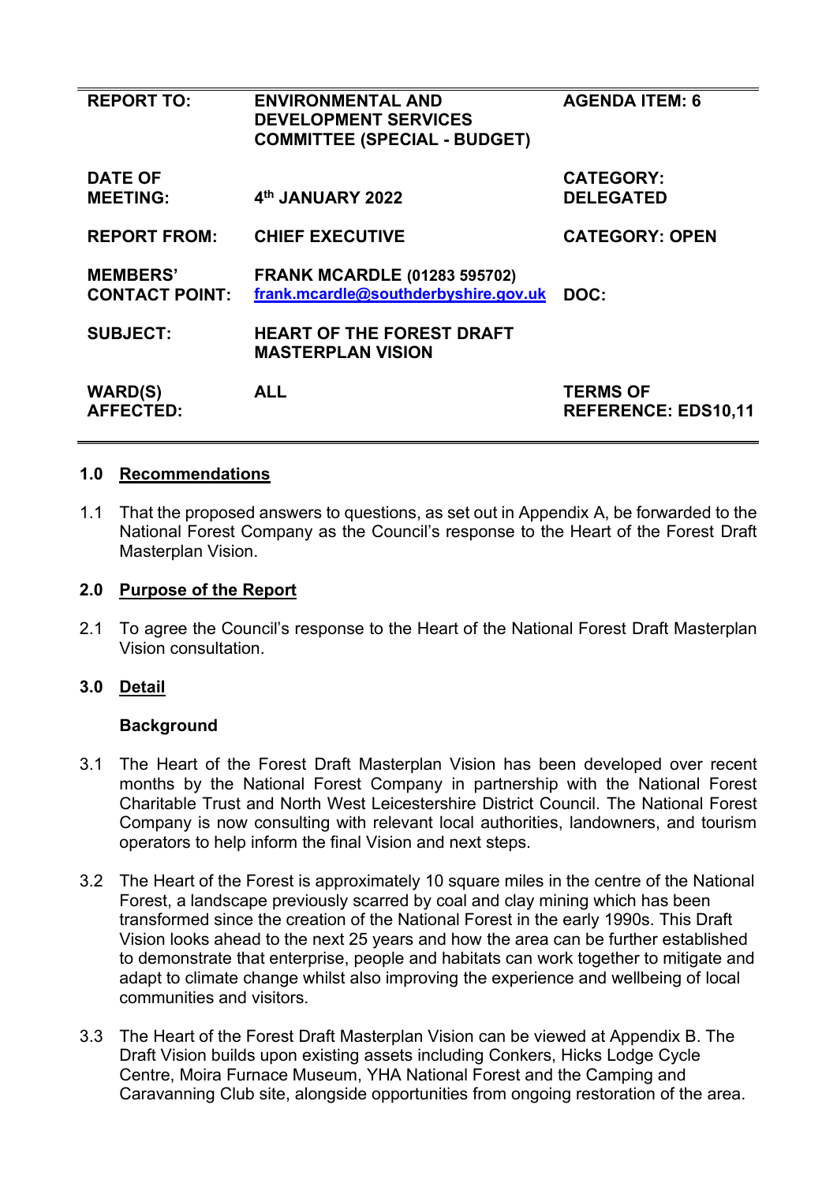| REPORT TO: | ENVIRONMENTAL AND DEVELOPMENT SERVICES COMMITTEE (SPECIAL - BUDGET) | AGENDA ITEM: 6 |
|---|---|---|
| DATE OF MEETING: | 4th JANUARY 2022 | CATEGORY: DELEGATED |
| REPORT FROM: | CHIEF EXECUTIVE | CATEGORY: OPEN |
| MEMBERS' CONTACT POINT: | FRANK MCARDLE (01283 595702) frank.mcardle@southderbyshire.gov.uk | DOC: |
| SUBJECT: | HEART OF THE FOREST DRAFT MASTERPLAN VISION | |
| WARD(S) AFFECTED: | ALL | TERMS OF REFERENCE: EDS10,11 |

## 1.0 Recommendations

1.1 That the proposed answers to questions, as set out in Appendix A, be forwarded to the National Forest Company as the Council's response to the Heart of the Forest Draft Masterplan Vision.

## 2.0 Purpose of the Report

2.1 To agree the Council's response to the Heart of the National Forest Draft Masterplan Vision consultation.

## 3.0 Detail

### Background

3.1 The Heart of the Forest Draft Masterplan Vision has been developed over recent months by the National Forest Company in partnership with the National Forest Charitable Trust and North West Leicestershire District Council. The National Forest Company is now consulting with relevant local authorities, landowners, and tourism operators to help inform the final Vision and next steps.

3.2 The Heart of the Forest is approximately 10 square miles in the centre of the National Forest, a landscape previously scarred by coal and clay mining which has been transformed since the creation of the National Forest in the early 1990s. This Draft Vision looks ahead to the next 25 years and how the area can be further established to demonstrate that enterprise, people and habitats can work together to mitigate and adapt to climate change whilst also improving the experience and wellbeing of local communities and visitors.

3.3 The Heart of the Forest Draft Masterplan Vision can be viewed at Appendix B. The Draft Vision builds upon existing assets including Conkers, Hicks Lodge Cycle Centre, Moira Furnace Museum, YHA National Forest and the Camping and Caravanning Club site, alongside opportunities from ongoing restoration of the area.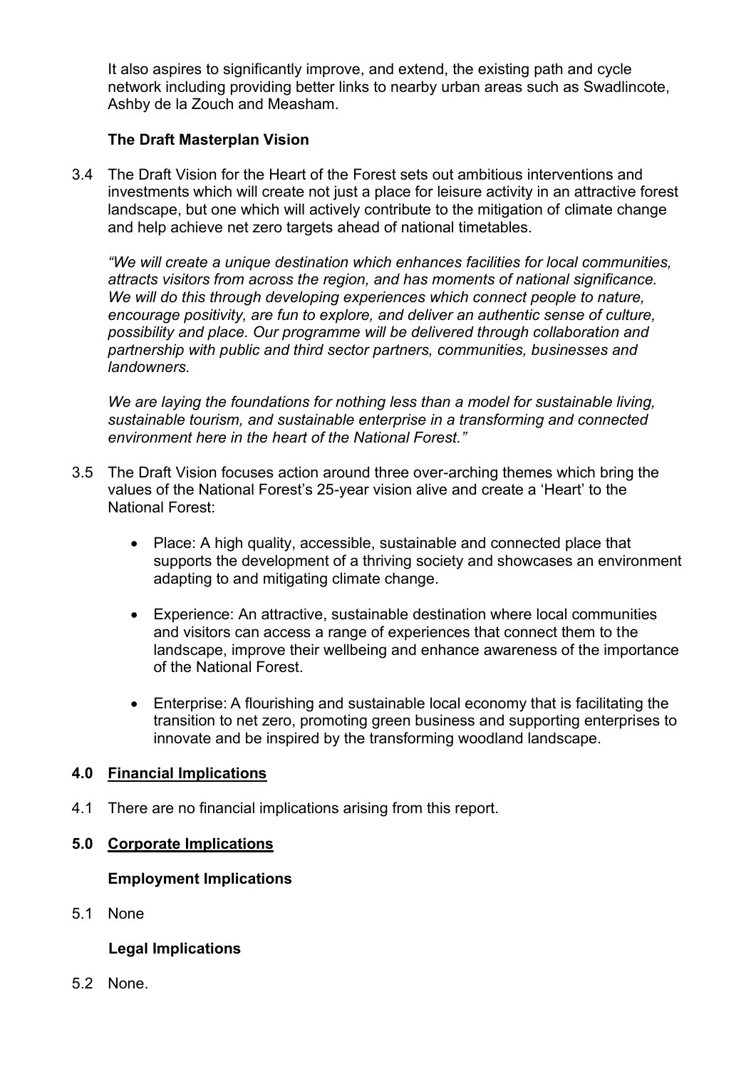It also aspires to significantly improve, and extend, the existing path and cycle network including providing better links to nearby urban areas such as Swadlincote, Ashby de la Zouch and Measham.

**The Draft Masterplan Vision**

3.4 The Draft Vision for the Heart of the Forest sets out ambitious interventions and investments which will create not just a place for leisure activity in an attractive forest landscape, but one which will actively contribute to the mitigation of climate change and help achieve net zero targets ahead of national timetables.

*"We will create a unique destination which enhances facilities for local communities, attracts visitors from across the region, and has moments of national significance. We will do this through developing experiences which connect people to nature, encourage positivity, are fun to explore, and deliver an authentic sense of culture, possibility and place. Our programme will be delivered through collaboration and partnership with public and third sector partners, communities, businesses and landowners.*

*We are laying the foundations for nothing less than a model for sustainable living, sustainable tourism, and sustainable enterprise in a transforming and connected environment here in the heart of the National Forest."*

3.5 The Draft Vision focuses action around three over-arching themes which bring the values of the National Forest's 25-year vision alive and create a 'Heart' to the National Forest:

- Place: A high quality, accessible, sustainable and connected place that supports the development of a thriving society and showcases an environment adapting to and mitigating climate change.
- Experience: An attractive, sustainable destination where local communities and visitors can access a range of experiences that connect them to the landscape, improve their wellbeing and enhance awareness of the importance of the National Forest.
- Enterprise: A flourishing and sustainable local economy that is facilitating the transition to net zero, promoting green business and supporting enterprises to innovate and be inspired by the transforming woodland landscape.

## 4.0 Financial Implications

4.1 There are no financial implications arising from this report.

## 5.0 Corporate Implications

**Employment Implications**

5.1 None

**Legal Implications**

5.2 None.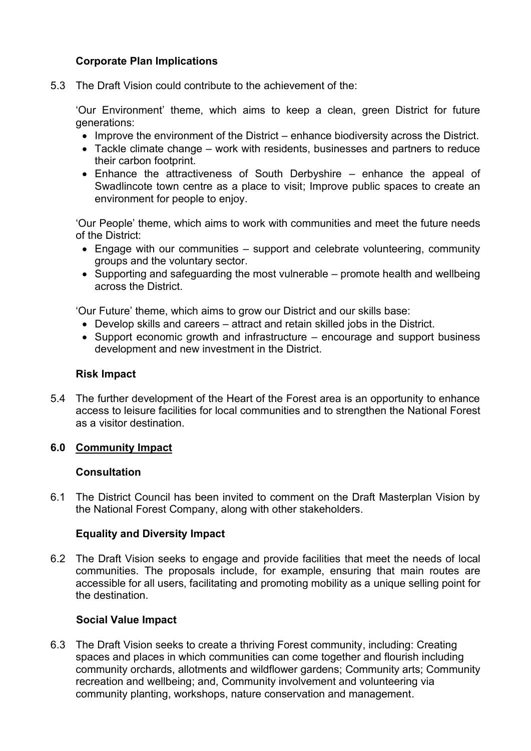**Corporate Plan Implications**

5.3 The Draft Vision could contribute to the achievement of the:

'Our Environment' theme, which aims to keep a clean, green District for future generations:

- Improve the environment of the District – enhance biodiversity across the District.
- Tackle climate change – work with residents, businesses and partners to reduce their carbon footprint.
- Enhance the attractiveness of South Derbyshire – enhance the appeal of Swadlincote town centre as a place to visit; Improve public spaces to create an environment for people to enjoy.

'Our People' theme, which aims to work with communities and meet the future needs of the District:

- Engage with our communities – support and celebrate volunteering, community groups and the voluntary sector.
- Supporting and safeguarding the most vulnerable – promote health and wellbeing across the District.

'Our Future' theme, which aims to grow our District and our skills base:

- Develop skills and careers – attract and retain skilled jobs in the District.
- Support economic growth and infrastructure – encourage and support business development and new investment in the District.

**Risk Impact**

5.4 The further development of the Heart of the Forest area is an opportunity to enhance access to leisure facilities for local communities and to strengthen the National Forest as a visitor destination.

## 6.0 Community Impact

**Consultation**

6.1 The District Council has been invited to comment on the Draft Masterplan Vision by the National Forest Company, along with other stakeholders.

**Equality and Diversity Impact**

6.2 The Draft Vision seeks to engage and provide facilities that meet the needs of local communities. The proposals include, for example, ensuring that main routes are accessible for all users, facilitating and promoting mobility as a unique selling point for the destination.

**Social Value Impact**

6.3 The Draft Vision seeks to create a thriving Forest community, including: Creating spaces and places in which communities can come together and flourish including community orchards, allotments and wildflower gardens; Community arts; Community recreation and wellbeing; and, Community involvement and volunteering via community planting, workshops, nature conservation and management.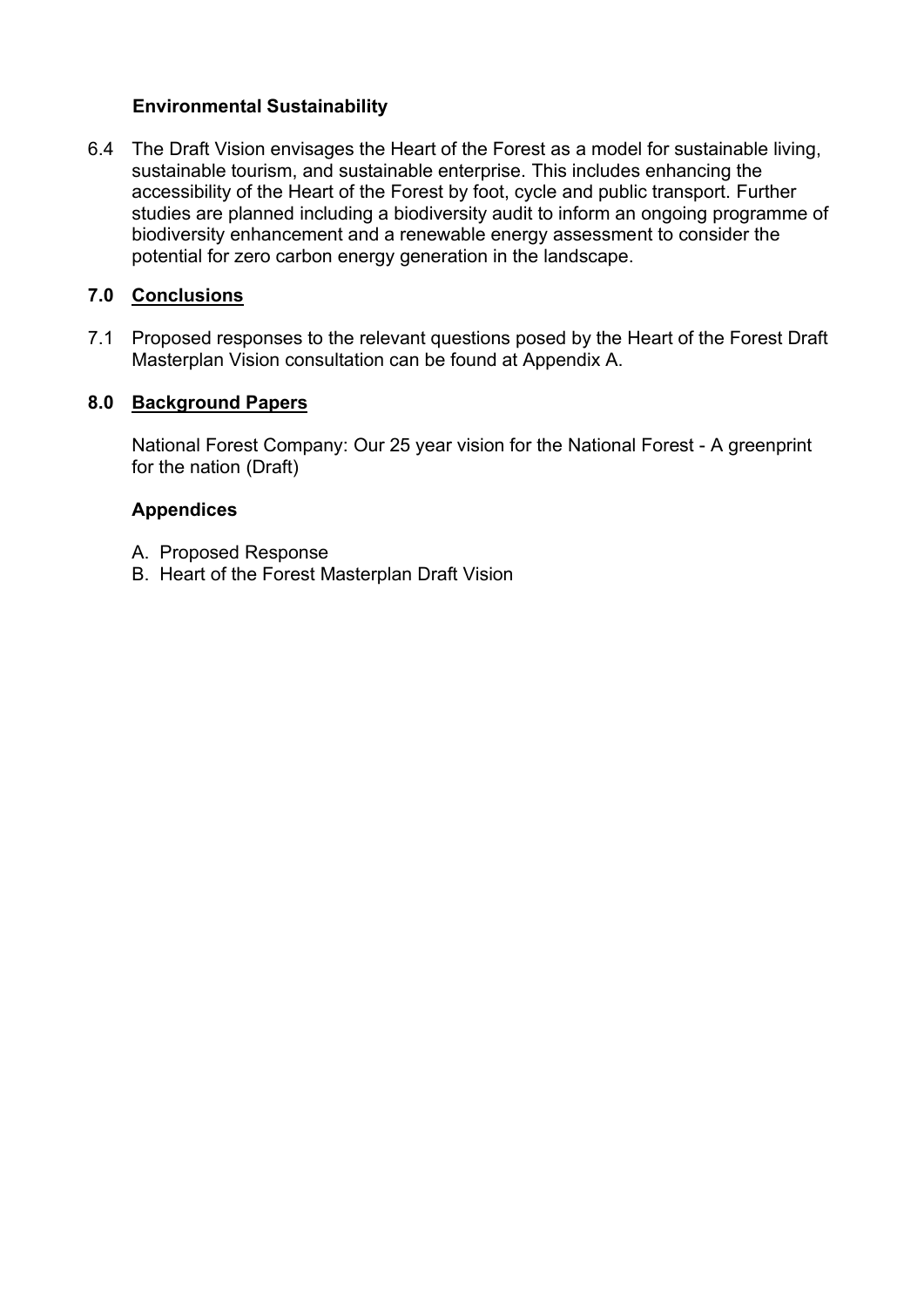**Environmental Sustainability**

6.4 The Draft Vision envisages the Heart of the Forest as a model for sustainable living, sustainable tourism, and sustainable enterprise. This includes enhancing the accessibility of the Heart of the Forest by foot, cycle and public transport. Further studies are planned including a biodiversity audit to inform an ongoing programme of biodiversity enhancement and a renewable energy assessment to consider the potential for zero carbon energy generation in the landscape.

## 7.0 Conclusions

7.1 Proposed responses to the relevant questions posed by the Heart of the Forest Draft Masterplan Vision consultation can be found at Appendix A.

## 8.0 Background Papers

National Forest Company: Our 25 year vision for the National Forest - A greenprint for the nation (Draft)

**Appendices**

A. Proposed Response
B. Heart of the Forest Masterplan Draft Vision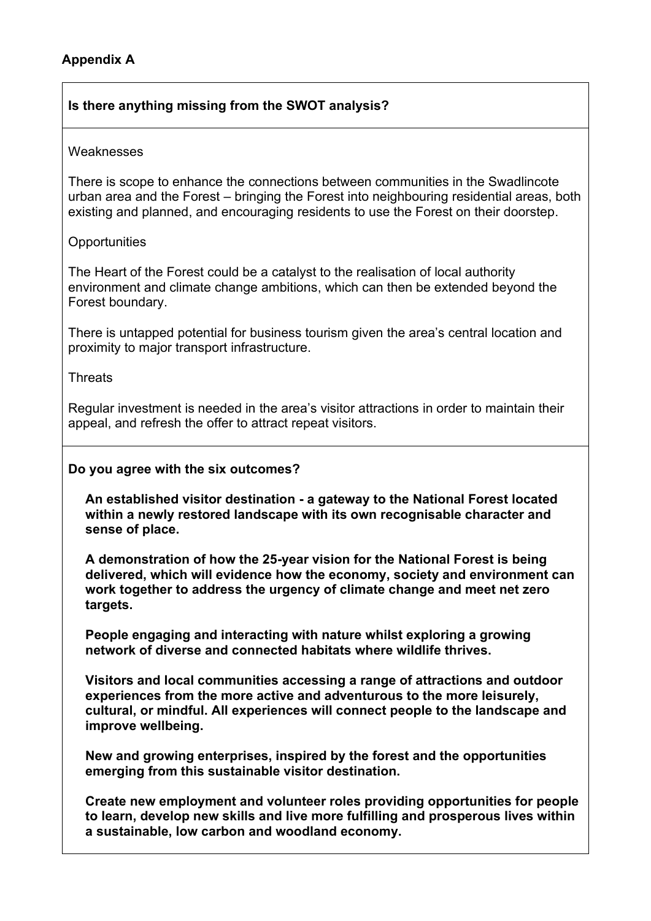**Appendix A**

**Is there anything missing from the SWOT analysis?**

Weaknesses

There is scope to enhance the connections between communities in the Swadlincote urban area and the Forest – bringing the Forest into neighbouring residential areas, both existing and planned, and encouraging residents to use the Forest on their doorstep.

Opportunities

The Heart of the Forest could be a catalyst to the realisation of local authority environment and climate change ambitions, which can then be extended beyond the Forest boundary.

There is untapped potential for business tourism given the area's central location and proximity to major transport infrastructure.

Threats

Regular investment is needed in the area's visitor attractions in order to maintain their appeal, and refresh the offer to attract repeat visitors.

**Do you agree with the six outcomes?**

**An established visitor destination - a gateway to the National Forest located within a newly restored landscape with its own recognisable character and sense of place.**

**A demonstration of how the 25-year vision for the National Forest is being delivered, which will evidence how the economy, society and environment can work together to address the urgency of climate change and meet net zero targets.**

**People engaging and interacting with nature whilst exploring a growing network of diverse and connected habitats where wildlife thrives.**

**Visitors and local communities accessing a range of attractions and outdoor experiences from the more active and adventurous to the more leisurely, cultural, or mindful. All experiences will connect people to the landscape and improve wellbeing.**

**New and growing enterprises, inspired by the forest and the opportunities emerging from this sustainable visitor destination.**

**Create new employment and volunteer roles providing opportunities for people to learn, develop new skills and live more fulfilling and prosperous lives within a sustainable, low carbon and woodland economy.**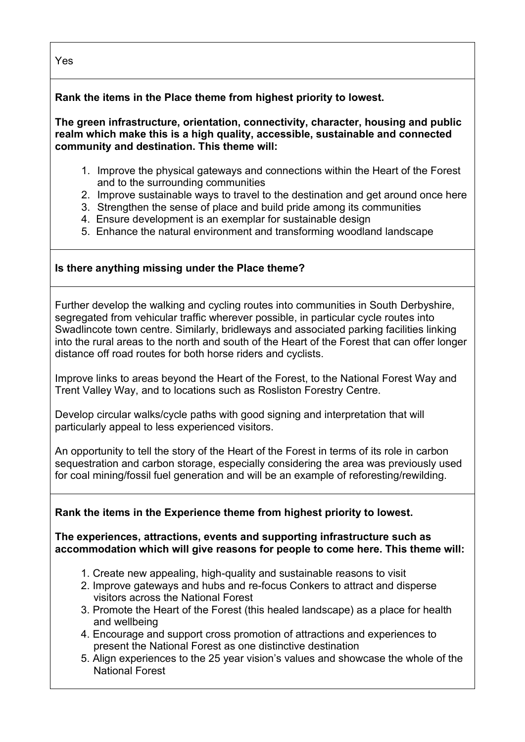Yes

**Rank the items in the Place theme from highest priority to lowest.**

**The green infrastructure, orientation, connectivity, character, housing and public realm which make this is a high quality, accessible, sustainable and connected community and destination. This theme will:**

1. Improve the physical gateways and connections within the Heart of the Forest and to the surrounding communities
2. Improve sustainable ways to travel to the destination and get around once here
3. Strengthen the sense of place and build pride among its communities
4. Ensure development is an exemplar for sustainable design
5. Enhance the natural environment and transforming woodland landscape

**Is there anything missing under the Place theme?**

Further develop the walking and cycling routes into communities in South Derbyshire, segregated from vehicular traffic wherever possible, in particular cycle routes into Swadlincote town centre. Similarly, bridleways and associated parking facilities linking into the rural areas to the north and south of the Heart of the Forest that can offer longer distance off road routes for both horse riders and cyclists.

Improve links to areas beyond the Heart of the Forest, to the National Forest Way and Trent Valley Way, and to locations such as Rosliston Forestry Centre.

Develop circular walks/cycle paths with good signing and interpretation that will particularly appeal to less experienced visitors.

An opportunity to tell the story of the Heart of the Forest in terms of its role in carbon sequestration and carbon storage, especially considering the area was previously used for coal mining/fossil fuel generation and will be an example of reforesting/rewilding.

**Rank the items in the Experience theme from highest priority to lowest.**

**The experiences, attractions, events and supporting infrastructure such as accommodation which will give reasons for people to come here. This theme will:**

1. Create new appealing, high-quality and sustainable reasons to visit
2. Improve gateways and hubs and re-focus Conkers to attract and disperse visitors across the National Forest
3. Promote the Heart of the Forest (this healed landscape) as a place for health and wellbeing
4. Encourage and support cross promotion of attractions and experiences to present the National Forest as one distinctive destination
5. Align experiences to the 25 year vision's values and showcase the whole of the National Forest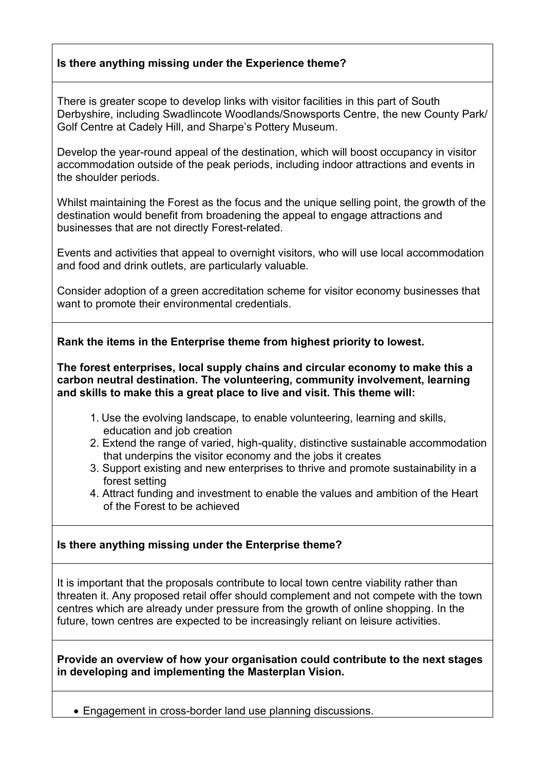**Is there anything missing under the Experience theme?**

There is greater scope to develop links with visitor facilities in this part of South Derbyshire, including Swadlincote Woodlands/Snowsports Centre, the new County Park/ Golf Centre at Cadely Hill, and Sharpe's Pottery Museum.

Develop the year-round appeal of the destination, which will boost occupancy in visitor accommodation outside of the peak periods, including indoor attractions and events in the shoulder periods.

Whilst maintaining the Forest as the focus and the unique selling point, the growth of the destination would benefit from broadening the appeal to engage attractions and businesses that are not directly Forest-related.

Events and activities that appeal to overnight visitors, who will use local accommodation and food and drink outlets, are particularly valuable.

Consider adoption of a green accreditation scheme for visitor economy businesses that want to promote their environmental credentials.

**Rank the items in the Enterprise theme from highest priority to lowest.**

**The forest enterprises, local supply chains and circular economy to make this a carbon neutral destination. The volunteering, community involvement, learning and skills to make this a great place to live and visit. This theme will:**

1. Use the evolving landscape, to enable volunteering, learning and skills, education and job creation
2. Extend the range of varied, high-quality, distinctive sustainable accommodation that underpins the visitor economy and the jobs it creates
3. Support existing and new enterprises to thrive and promote sustainability in a forest setting
4. Attract funding and investment to enable the values and ambition of the Heart of the Forest to be achieved

**Is there anything missing under the Enterprise theme?**

It is important that the proposals contribute to local town centre viability rather than threaten it. Any proposed retail offer should complement and not compete with the town centres which are already under pressure from the growth of online shopping. In the future, town centres are expected to be increasingly reliant on leisure activities.

**Provide an overview of how your organisation could contribute to the next stages in developing and implementing the Masterplan Vision.**

- Engagement in cross-border land use planning discussions.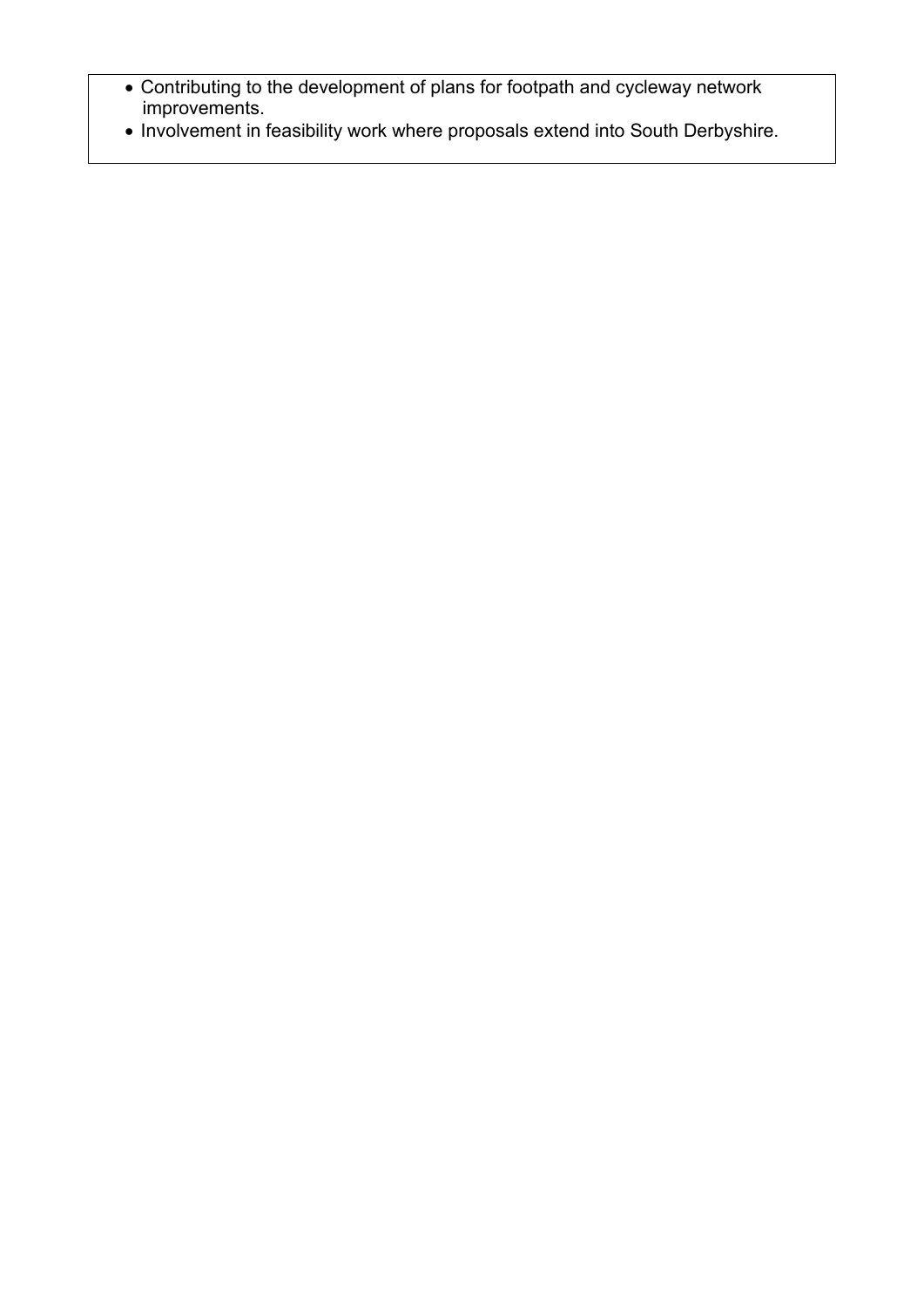- Contributing to the development of plans for footpath and cycleway network improvements.
- Involvement in feasibility work where proposals extend into South Derbyshire.